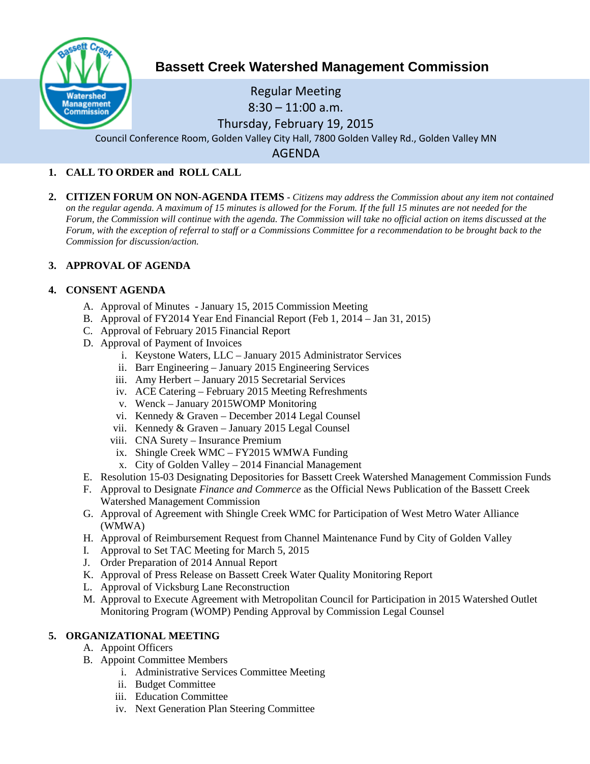# Bassett Creek Watershed Management Commission

Regular Meeting
8:30 – 11:00 a.m.
Thursday, February 19, 2015
Council Conference Room, Golden Valley City Hall, 7800 Golden Valley Rd., Golden Valley MN

## AGENDA

1. **CALL TO ORDER and ROLL CALL**

2. **CITIZEN FORUM ON NON-AGENDA ITEMS** - *Citizens may address the Commission about any item not contained on the regular agenda. A maximum of 15 minutes is allowed for the Forum. If the full 15 minutes are not needed for the Forum, the Commission will continue with the agenda. The Commission will take no official action on items discussed at the Forum, with the exception of referral to staff or a Commissions Committee for a recommendation to be brought back to the Commission for discussion/action.*

3. **APPROVAL OF AGENDA**

4. **CONSENT AGENDA**
   - A. Approval of Minutes - January 15, 2015 Commission Meeting
   - B. Approval of FY2014 Year End Financial Report (Feb 1, 2014 – Jan 31, 2015)
   - C. Approval of February 2015 Financial Report
   - D. Approval of Payment of Invoices
     - i. Keystone Waters, LLC – January 2015 Administrator Services
     - ii. Barr Engineering – January 2015 Engineering Services
     - iii. Amy Herbert – January 2015 Secretarial Services
     - iv. ACE Catering – February 2015 Meeting Refreshments
     - v. Wenck – January 2015WOMP Monitoring
     - vi. Kennedy & Graven – December 2014 Legal Counsel
     - vii. Kennedy & Graven – January 2015 Legal Counsel
     - viii. CNA Surety – Insurance Premium
     - ix. Shingle Creek WMC – FY2015 WMWA Funding
     - x. City of Golden Valley – 2014 Financial Management
   - E. Resolution 15-03 Designating Depositories for Bassett Creek Watershed Management Commission Funds
   - F. Approval to Designate *Finance and Commerce* as the Official News Publication of the Bassett Creek Watershed Management Commission
   - G. Approval of Agreement with Shingle Creek WMC for Participation of West Metro Water Alliance (WMWA)
   - H. Approval of Reimbursement Request from Channel Maintenance Fund by City of Golden Valley
   - I. Approval to Set TAC Meeting for March 5, 2015
   - J. Order Preparation of 2014 Annual Report
   - K. Approval of Press Release on Bassett Creek Water Quality Monitoring Report
   - L. Approval of Vicksburg Lane Reconstruction
   - M. Approval to Execute Agreement with Metropolitan Council for Participation in 2015 Watershed Outlet Monitoring Program (WOMP) Pending Approval by Commission Legal Counsel

5. **ORGANIZATIONAL MEETING**
   - A. Appoint Officers
   - B. Appoint Committee Members
     - i. Administrative Services Committee Meeting
     - ii. Budget Committee
     - iii. Education Committee
     - iv. Next Generation Plan Steering Committee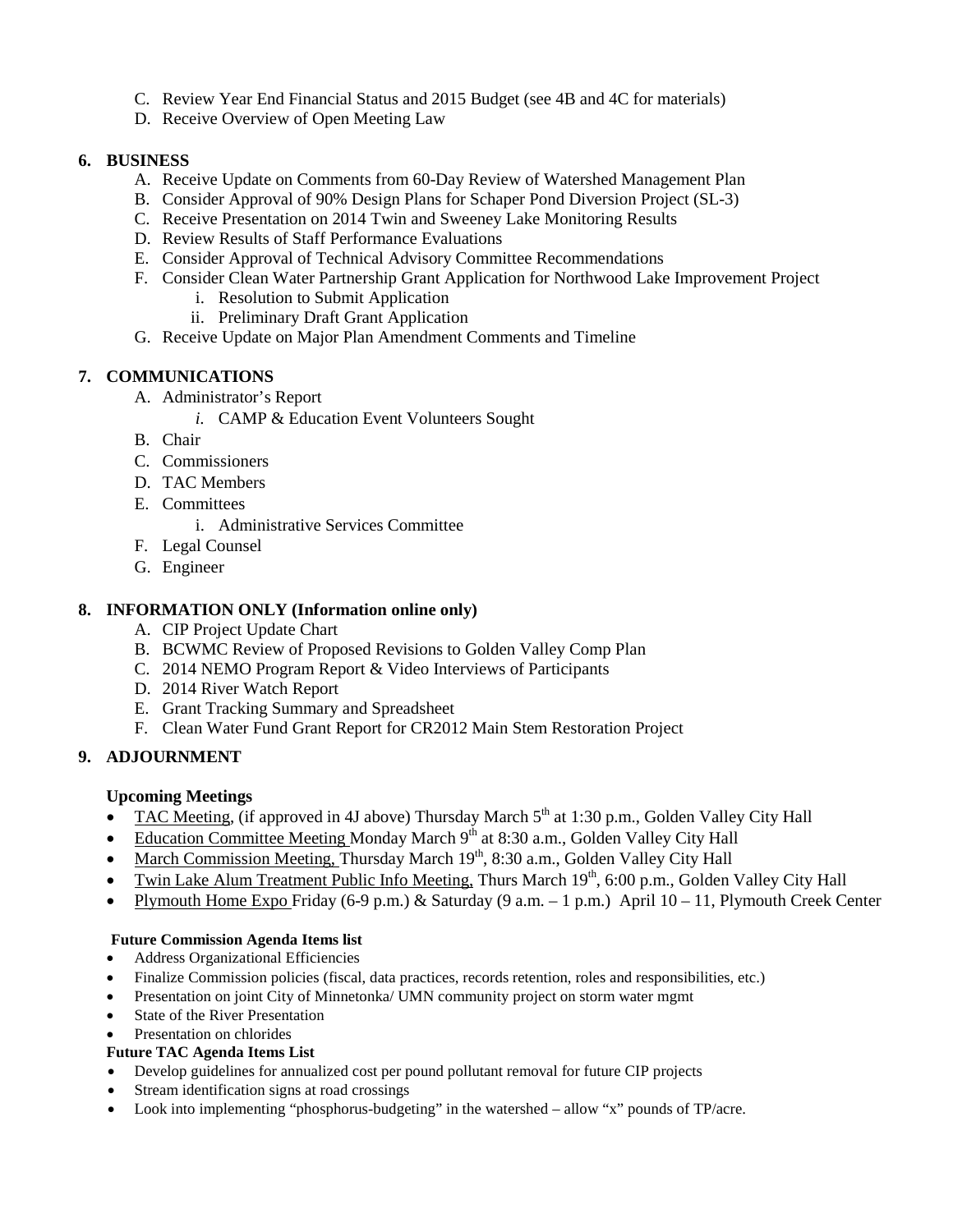C. Review Year End Financial Status and 2015 Budget (see 4B and 4C for materials)
D. Receive Overview of Open Meeting Law

**6. BUSINESS**

A. Receive Update on Comments from 60-Day Review of Watershed Management Plan
B. Consider Approval of 90% Design Plans for Schaper Pond Diversion Project (SL-3)
C. Receive Presentation on 2014 Twin and Sweeney Lake Monitoring Results
D. Review Results of Staff Performance Evaluations
E. Consider Approval of Technical Advisory Committee Recommendations
F. Consider Clean Water Partnership Grant Application for Northwood Lake Improvement Project
   i. Resolution to Submit Application
   ii. Preliminary Draft Grant Application
G. Receive Update on Major Plan Amendment Comments and Timeline

**7. COMMUNICATIONS**

A. Administrator's Report
   *i.* CAMP & Education Event Volunteers Sought
B. Chair
C. Commissioners
D. TAC Members
E. Committees
   i. Administrative Services Committee
F. Legal Counsel
G. Engineer

**8. INFORMATION ONLY (Information online only)**

A. CIP Project Update Chart
B. BCWMC Review of Proposed Revisions to Golden Valley Comp Plan
C. 2014 NEMO Program Report & Video Interviews of Participants
D. 2014 River Watch Report
E. Grant Tracking Summary and Spreadsheet
F. Clean Water Fund Grant Report for CR2012 Main Stem Restoration Project

**9. ADJOURNMENT**

**Upcoming Meetings**

- TAC Meeting, (if approved in 4J above) Thursday March 5th at 1:30 p.m., Golden Valley City Hall
- Education Committee Meeting Monday March 9th at 8:30 a.m., Golden Valley City Hall
- March Commission Meeting, Thursday March 19th, 8:30 a.m., Golden Valley City Hall
- Twin Lake Alum Treatment Public Info Meeting, Thurs March 19th, 6:00 p.m., Golden Valley City Hall
- Plymouth Home Expo Friday (6-9 p.m.) & Saturday (9 a.m. – 1 p.m.) April 10 – 11, Plymouth Creek Center

**Future Commission Agenda Items list**

- Address Organizational Efficiencies
- Finalize Commission policies (fiscal, data practices, records retention, roles and responsibilities, etc.)
- Presentation on joint City of Minnetonka/ UMN community project on storm water mgmt
- State of the River Presentation
- Presentation on chlorides

**Future TAC Agenda Items List**

- Develop guidelines for annualized cost per pound pollutant removal for future CIP projects
- Stream identification signs at road crossings
- Look into implementing "phosphorus-budgeting" in the watershed – allow "x" pounds of TP/acre.